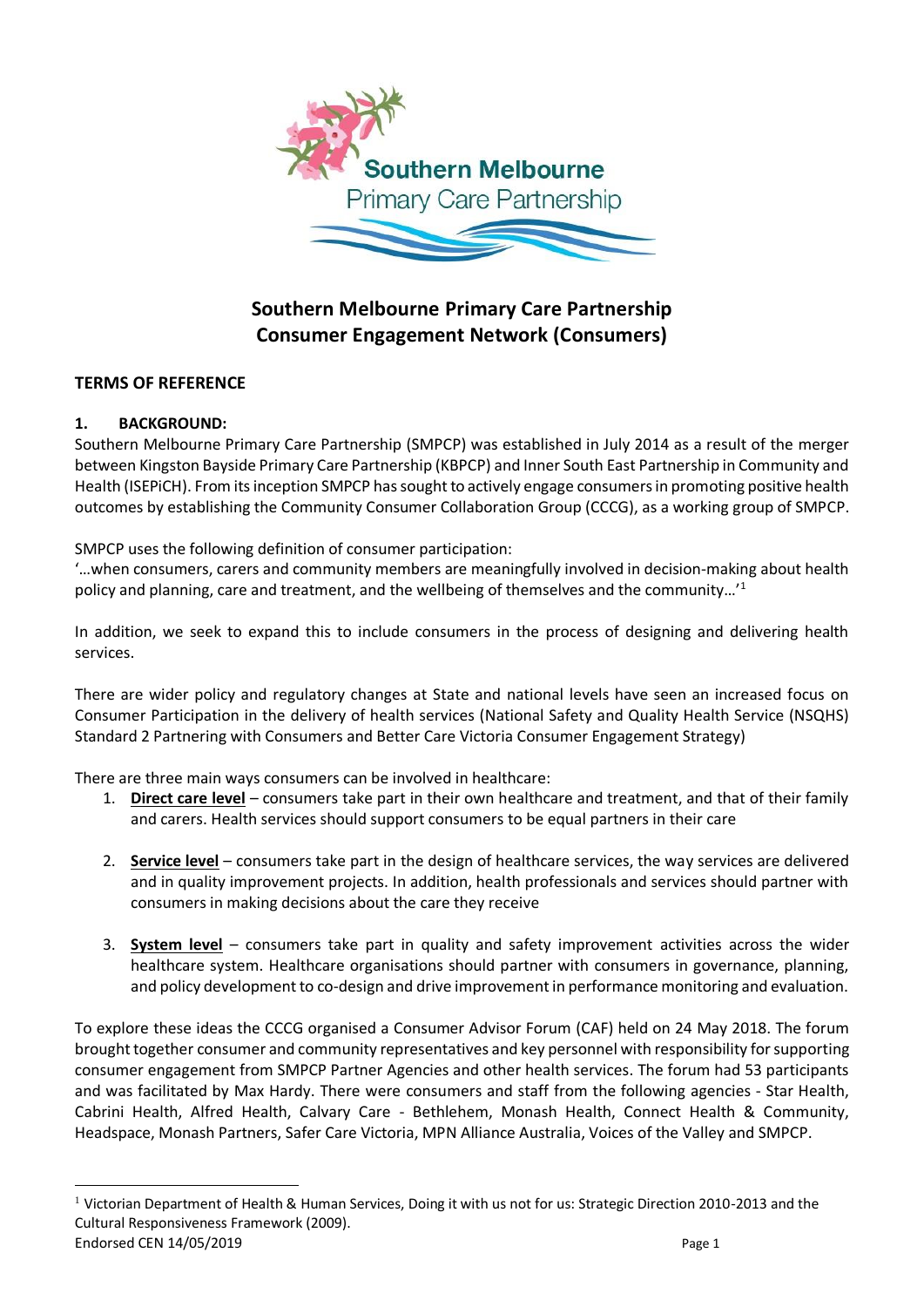# Southern Melbourne Primary Care Partnership Consumer Engagement Network (Consumers)

## TERMS OF REFERENCE

### 1. BACKGROUND:

Southern Melbourne Primary Care Partnership (SMPCP) was established in July 2014 as a result of the merger between Kingston Bayside Primary Care Partnership (KBPCP) and Inner South East Partnership in Community and Health (ISEPiCH). From its inception SMPCP has sought to actively engage consumers in promoting positive health outcomes by establishing the Community Consumer Collaboration Group (CCCG), as a working group of SMPCP.

SMPCP uses the following definition of consumer participation:
'…when consumers, carers and community members are meaningfully involved in decision-making about health policy and planning, care and treatment, and the wellbeing of themselves and the community…'[1]

In addition, we seek to expand this to include consumers in the process of designing and delivering health services.

There are wider policy and regulatory changes at State and national levels have seen an increased focus on Consumer Participation in the delivery of health services (National Safety and Quality Health Service (NSQHS) Standard 2 Partnering with Consumers and Better Care Victoria Consumer Engagement Strategy)

There are three main ways consumers can be involved in healthcare:

1. **Direct care level** – consumers take part in their own healthcare and treatment, and that of their family and carers. Health services should support consumers to be equal partners in their care
2. **Service level** – consumers take part in the design of healthcare services, the way services are delivered and in quality improvement projects. In addition, health professionals and services should partner with consumers in making decisions about the care they receive
3. **System level** – consumers take part in quality and safety improvement activities across the wider healthcare system. Healthcare organisations should partner with consumers in governance, planning, and policy development to co-design and drive improvement in performance monitoring and evaluation.

To explore these ideas the CCCG organised a Consumer Advisor Forum (CAF) held on 24 May 2018. The forum brought together consumer and community representatives and key personnel with responsibility for supporting consumer engagement from SMPCP Partner Agencies and other health services. The forum had 53 participants and was facilitated by Max Hardy. There were consumers and staff from the following agencies - Star Health, Cabrini Health, Alfred Health, Calvary Care - Bethlehem, Monash Health, Connect Health & Community, Headspace, Monash Partners, Safer Care Victoria, MPN Alliance Australia, Voices of the Valley and SMPCP.

---

[1] Victorian Department of Health & Human Services, Doing it with us not for us: Strategic Direction 2010-2013 and the Cultural Responsiveness Framework (2009).

Endorsed CEN 14/05/2019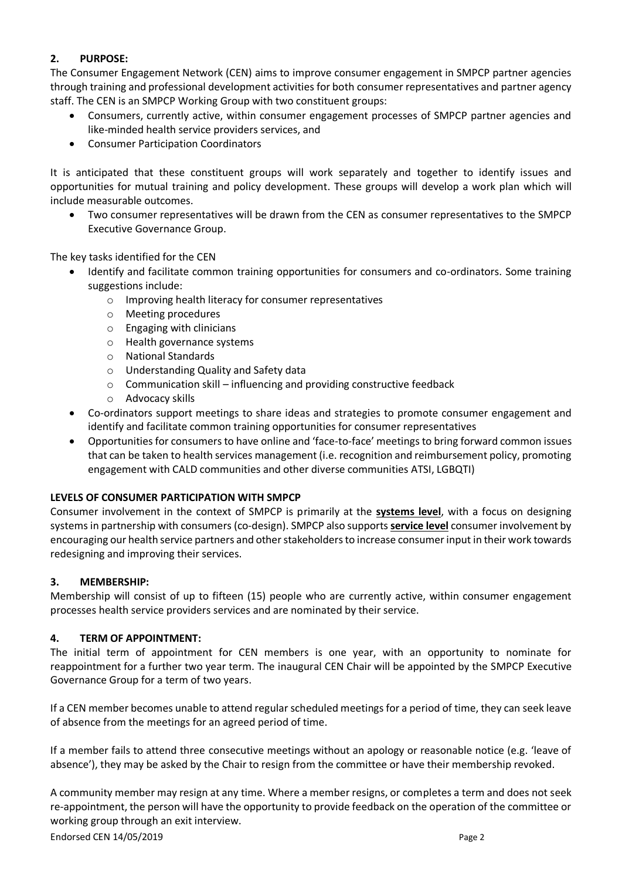## 2. PURPOSE:

The Consumer Engagement Network (CEN) aims to improve consumer engagement in SMPCP partner agencies through training and professional development activities for both consumer representatives and partner agency staff. The CEN is an SMPCP Working Group with two constituent groups:

- Consumers, currently active, within consumer engagement processes of SMPCP partner agencies and like-minded health service providers services, and
- Consumer Participation Coordinators

It is anticipated that these constituent groups will work separately and together to identify issues and opportunities for mutual training and policy development. These groups will develop a work plan which will include measurable outcomes.

- Two consumer representatives will be drawn from the CEN as consumer representatives to the SMPCP Executive Governance Group.

The key tasks identified for the CEN

- Identify and facilitate common training opportunities for consumers and co-ordinators. Some training suggestions include:
  - Improving health literacy for consumer representatives
  - Meeting procedures
  - Engaging with clinicians
  - Health governance systems
  - National Standards
  - Understanding Quality and Safety data
  - Communication skill – influencing and providing constructive feedback
  - Advocacy skills
- Co-ordinators support meetings to share ideas and strategies to promote consumer engagement and identify and facilitate common training opportunities for consumer representatives
- Opportunities for consumers to have online and 'face-to-face' meetings to bring forward common issues that can be taken to health services management (i.e. recognition and reimbursement policy, promoting engagement with CALD communities and other diverse communities ATSI, LGBQTI)

### LEVELS OF CONSUMER PARTICIPATION WITH SMPCP

Consumer involvement in the context of SMPCP is primarily at the **systems level**, with a focus on designing systems in partnership with consumers (co-design). SMPCP also supports **service level** consumer involvement by encouraging our health service partners and other stakeholders to increase consumer input in their work towards redesigning and improving their services.

## 3. MEMBERSHIP:

Membership will consist of up to fifteen (15) people who are currently active, within consumer engagement processes health service providers services and are nominated by their service.

## 4. TERM OF APPOINTMENT:

The initial term of appointment for CEN members is one year, with an opportunity to nominate for reappointment for a further two year term. The inaugural CEN Chair will be appointed by the SMPCP Executive Governance Group for a term of two years.

If a CEN member becomes unable to attend regular scheduled meetings for a period of time, they can seek leave of absence from the meetings for an agreed period of time.

If a member fails to attend three consecutive meetings without an apology or reasonable notice (e.g. 'leave of absence'), they may be asked by the Chair to resign from the committee or have their membership revoked.

A community member may resign at any time. Where a member resigns, or completes a term and does not seek re-appointment, the person will have the opportunity to provide feedback on the operation of the committee or working group through an exit interview.

Endorsed CEN 14/05/2019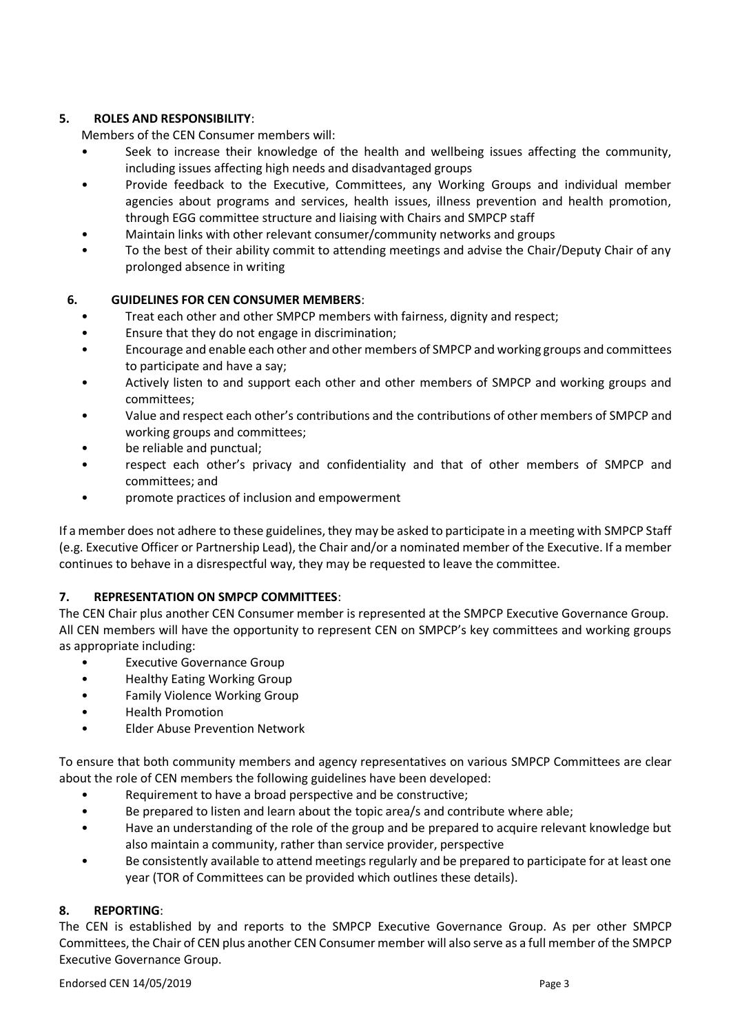## 5. ROLES AND RESPONSIBILITY:

Members of the CEN Consumer members will:

- Seek to increase their knowledge of the health and wellbeing issues affecting the community, including issues affecting high needs and disadvantaged groups
- Provide feedback to the Executive, Committees, any Working Groups and individual member agencies about programs and services, health issues, illness prevention and health promotion, through EGG committee structure and liaising with Chairs and SMPCP staff
- Maintain links with other relevant consumer/community networks and groups
- To the best of their ability commit to attending meetings and advise the Chair/Deputy Chair of any prolonged absence in writing

## 6. GUIDELINES FOR CEN CONSUMER MEMBERS:

- Treat each other and other SMPCP members with fairness, dignity and respect;
- Ensure that they do not engage in discrimination;
- Encourage and enable each other and other members of SMPCP and working groups and committees to participate and have a say;
- Actively listen to and support each other and other members of SMPCP and working groups and committees;
- Value and respect each other's contributions and the contributions of other members of SMPCP and working groups and committees;
- be reliable and punctual;
- respect each other's privacy and confidentiality and that of other members of SMPCP and committees; and
- promote practices of inclusion and empowerment

If a member does not adhere to these guidelines, they may be asked to participate in a meeting with SMPCP Staff (e.g. Executive Officer or Partnership Lead), the Chair and/or a nominated member of the Executive. If a member continues to behave in a disrespectful way, they may be requested to leave the committee.

## 7. REPRESENTATION ON SMPCP COMMITTEES:

The CEN Chair plus another CEN Consumer member is represented at the SMPCP Executive Governance Group. All CEN members will have the opportunity to represent CEN on SMPCP's key committees and working groups as appropriate including:

- Executive Governance Group
- Healthy Eating Working Group
- Family Violence Working Group
- Health Promotion
- Elder Abuse Prevention Network

To ensure that both community members and agency representatives on various SMPCP Committees are clear about the role of CEN members the following guidelines have been developed:

- Requirement to have a broad perspective and be constructive;
- Be prepared to listen and learn about the topic area/s and contribute where able;
- Have an understanding of the role of the group and be prepared to acquire relevant knowledge but also maintain a community, rather than service provider, perspective
- Be consistently available to attend meetings regularly and be prepared to participate for at least one year (TOR of Committees can be provided which outlines these details).

## 8. REPORTING:

The CEN is established by and reports to the SMPCP Executive Governance Group. As per other SMPCP Committees, the Chair of CEN plus another CEN Consumer member will also serve as a full member of the SMPCP Executive Governance Group.

Endorsed CEN 14/05/2019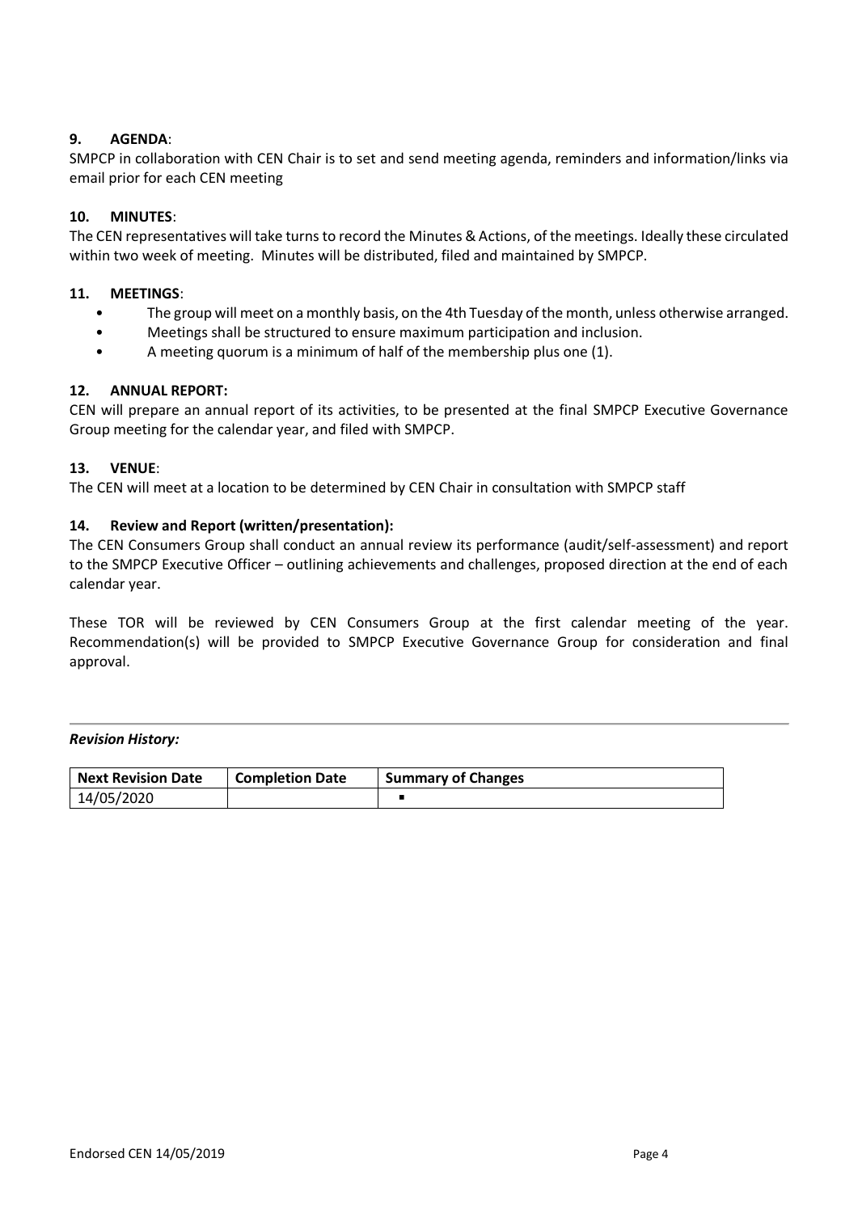**9. AGENDA**:

SMPCP in collaboration with CEN Chair is to set and send meeting agenda, reminders and information/links via email prior for each CEN meeting

**10. MINUTES**:

The CEN representatives will take turns to record the Minutes & Actions, of the meetings. Ideally these circulated within two week of meeting. Minutes will be distributed, filed and maintained by SMPCP.

**11. MEETINGS**:

- The group will meet on a monthly basis, on the 4th Tuesday of the month, unless otherwise arranged.
- Meetings shall be structured to ensure maximum participation and inclusion.
- A meeting quorum is a minimum of half of the membership plus one (1).

**12. ANNUAL REPORT:**

CEN will prepare an annual report of its activities, to be presented at the final SMPCP Executive Governance Group meeting for the calendar year, and filed with SMPCP.

**13. VENUE**:

The CEN will meet at a location to be determined by CEN Chair in consultation with SMPCP staff

**14. Review and Report (written/presentation):**

The CEN Consumers Group shall conduct an annual review its performance (audit/self-assessment) and report to the SMPCP Executive Officer – outlining achievements and challenges, proposed direction at the end of each calendar year.

These TOR will be reviewed by CEN Consumers Group at the first calendar meeting of the year. Recommendation(s) will be provided to SMPCP Executive Governance Group for consideration and final approval.

---

***Revision History:***

| Next Revision Date | Completion Date | Summary of Changes |
|---|---|---|
| 14/05/2020 | | ▪ |

Endorsed CEN 14/05/2019